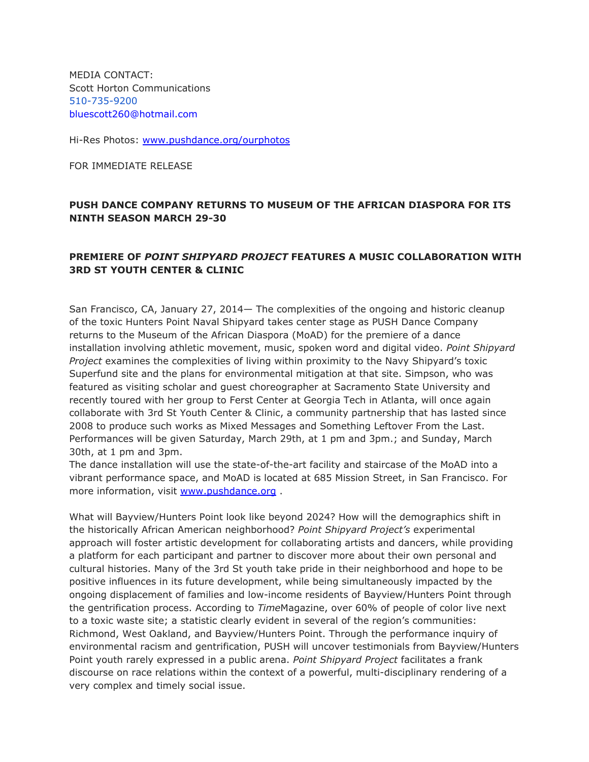MEDIA CONTACT:
Scott Horton Communications
510-735-9200
bluescott260@hotmail.com

Hi-Res Photos: www.pushdance.org/ourphotos

FOR IMMEDIATE RELEASE

**PUSH DANCE COMPANY RETURNS TO MUSEUM OF THE AFRICAN DIASPORA FOR ITS NINTH SEASON MARCH 29-30**

**PREMIERE OF *POINT SHIPYARD PROJECT* FEATURES A MUSIC COLLABORATION WITH 3RD ST YOUTH CENTER & CLINIC**

San Francisco, CA, January 27, 2014— The complexities of the ongoing and historic cleanup of the toxic Hunters Point Naval Shipyard takes center stage as PUSH Dance Company returns to the Museum of the African Diaspora (MoAD) for the premiere of a dance installation involving athletic movement, music, spoken word and digital video. *Point Shipyard Project* examines the complexities of living within proximity to the Navy Shipyard's toxic Superfund site and the plans for environmental mitigation at that site. Simpson, who was featured as visiting scholar and guest choreographer at Sacramento State University and recently toured with her group to Ferst Center at Georgia Tech in Atlanta, will once again collaborate with 3rd St Youth Center & Clinic, a community partnership that has lasted since 2008 to produce such works as Mixed Messages and Something Leftover From the Last. Performances will be given Saturday, March 29th, at 1 pm and 3pm.; and Sunday, March 30th, at 1 pm and 3pm.
The dance installation will use the state-of-the-art facility and staircase of the MoAD into a vibrant performance space, and MoAD is located at 685 Mission Street, in San Francisco. For more information, visit www.pushdance.org .

What will Bayview/Hunters Point look like beyond 2024? How will the demographics shift in the historically African American neighborhood? *Point Shipyard Project's* experimental approach will foster artistic development for collaborating artists and dancers, while providing a platform for each participant and partner to discover more about their own personal and cultural histories. Many of the 3rd St youth take pride in their neighborhood and hope to be positive influences in its future development, while being simultaneously impacted by the ongoing displacement of families and low-income residents of Bayview/Hunters Point through the gentrification process. According to *Time*Magazine, over 60% of people of color live next to a toxic waste site; a statistic clearly evident in several of the region's communities: Richmond, West Oakland, and Bayview/Hunters Point. Through the performance inquiry of environmental racism and gentrification, PUSH will uncover testimonials from Bayview/Hunters Point youth rarely expressed in a public arena. *Point Shipyard Project* facilitates a frank discourse on race relations within the context of a powerful, multi-disciplinary rendering of a very complex and timely social issue.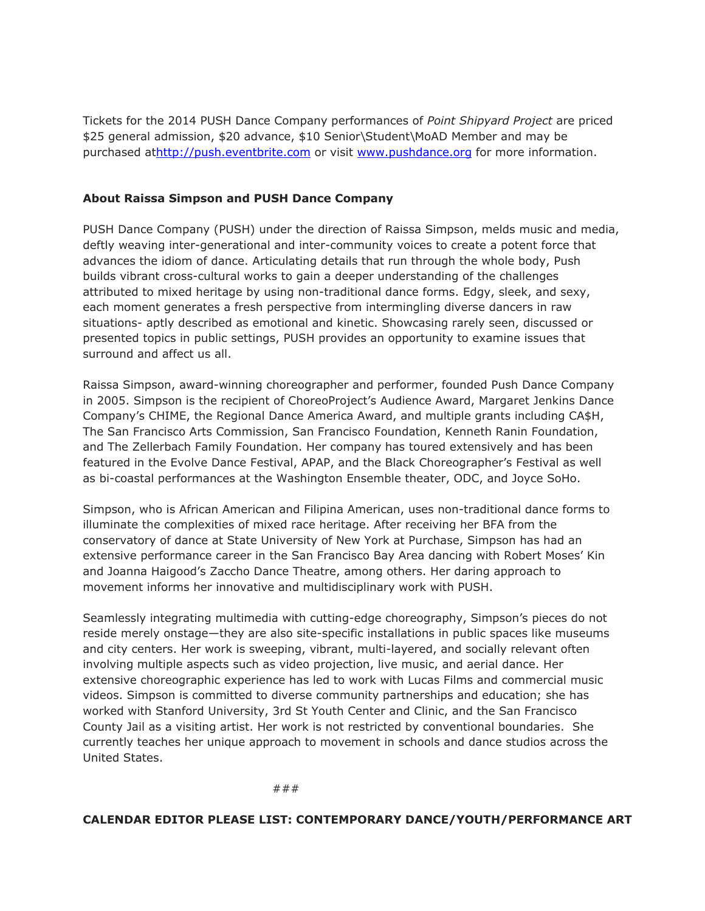Tickets for the 2014 PUSH Dance Company performances of *Point Shipyard Project* are priced $25 general admission, $20 advance, $10 Senior\Student\MoAD Member and may be purchased athttp://push.eventbrite.com or visit www.pushdance.org for more information.

**About Raissa Simpson and PUSH Dance Company**

PUSH Dance Company (PUSH) under the direction of Raissa Simpson, melds music and media, deftly weaving inter-generational and inter-community voices to create a potent force that advances the idiom of dance. Articulating details that run through the whole body, Push builds vibrant cross-cultural works to gain a deeper understanding of the challenges attributed to mixed heritage by using non-traditional dance forms. Edgy, sleek, and sexy, each moment generates a fresh perspective from intermingling diverse dancers in raw situations- aptly described as emotional and kinetic. Showcasing rarely seen, discussed or presented topics in public settings, PUSH provides an opportunity to examine issues that surround and affect us all.

Raissa Simpson, award-winning choreographer and performer, founded Push Dance Company in 2005. Simpson is the recipient of ChoreoProject's Audience Award, Margaret Jenkins Dance Company's CHIME, the Regional Dance America Award, and multiple grants including CA$H, The San Francisco Arts Commission, San Francisco Foundation, Kenneth Ranin Foundation, and The Zellerbach Family Foundation. Her company has toured extensively and has been featured in the Evolve Dance Festival, APAP, and the Black Choreographer's Festival as well as bi-coastal performances at the Washington Ensemble theater, ODC, and Joyce SoHo.

Simpson, who is African American and Filipina American, uses non-traditional dance forms to illuminate the complexities of mixed race heritage. After receiving her BFA from the conservatory of dance at State University of New York at Purchase, Simpson has had an extensive performance career in the San Francisco Bay Area dancing with Robert Moses' Kin and Joanna Haigood's Zaccho Dance Theatre, among others. Her daring approach to movement informs her innovative and multidisciplinary work with PUSH.

Seamlessly integrating multimedia with cutting-edge choreography, Simpson's pieces do not reside merely onstage—they are also site-specific installations in public spaces like museums and city centers. Her work is sweeping, vibrant, multi-layered, and socially relevant often involving multiple aspects such as video projection, live music, and aerial dance. Her extensive choreographic experience has led to work with Lucas Films and commercial music videos. Simpson is committed to diverse community partnerships and education; she has worked with Stanford University, 3rd St Youth Center and Clinic, and the San Francisco County Jail as a visiting artist. Her work is not restricted by conventional boundaries. She currently teaches her unique approach to movement in schools and dance studios across the United States.

###

**CALENDAR EDITOR PLEASE LIST: CONTEMPORARY DANCE/YOUTH/PERFORMANCE ART**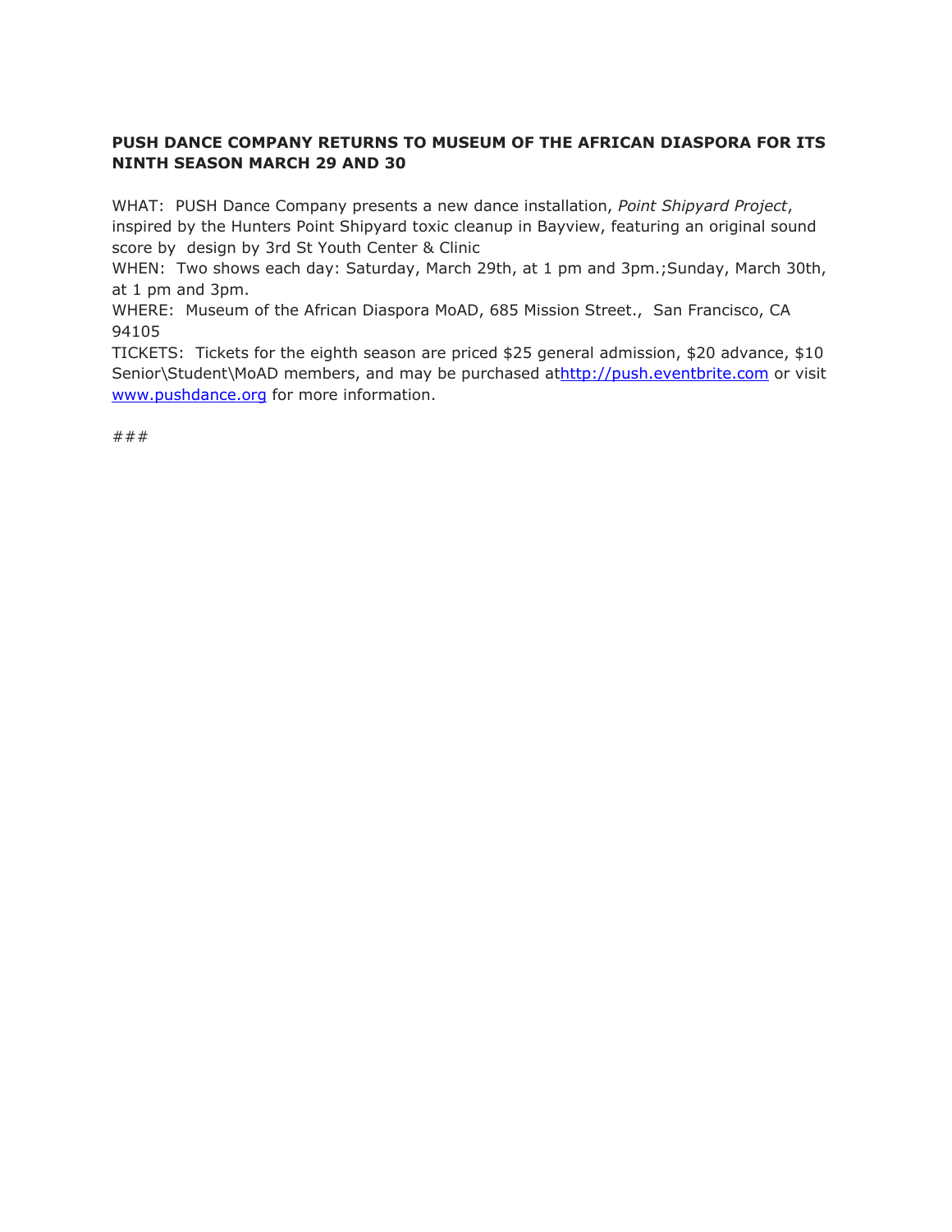**PUSH DANCE COMPANY RETURNS TO MUSEUM OF THE AFRICAN DIASPORA FOR ITS NINTH SEASON MARCH 29 AND 30**

WHAT: PUSH Dance Company presents a new dance installation, *Point Shipyard Project*, inspired by the Hunters Point Shipyard toxic cleanup in Bayview, featuring an original sound score by design by 3rd St Youth Center & Clinic

WHEN: Two shows each day: Saturday, March 29th, at 1 pm and 3pm.;Sunday, March 30th, at 1 pm and 3pm.

WHERE: Museum of the African Diaspora MoAD, 685 Mission Street., San Francisco, CA 94105

TICKETS: Tickets for the eighth season are priced $25 general admission, $20 advance, $10 Senior\Student\MoAD members, and may be purchased at[http://push.eventbrite.com](http://push.eventbrite.com) or visit [www.pushdance.org](http://www.pushdance.org) for more information.

###